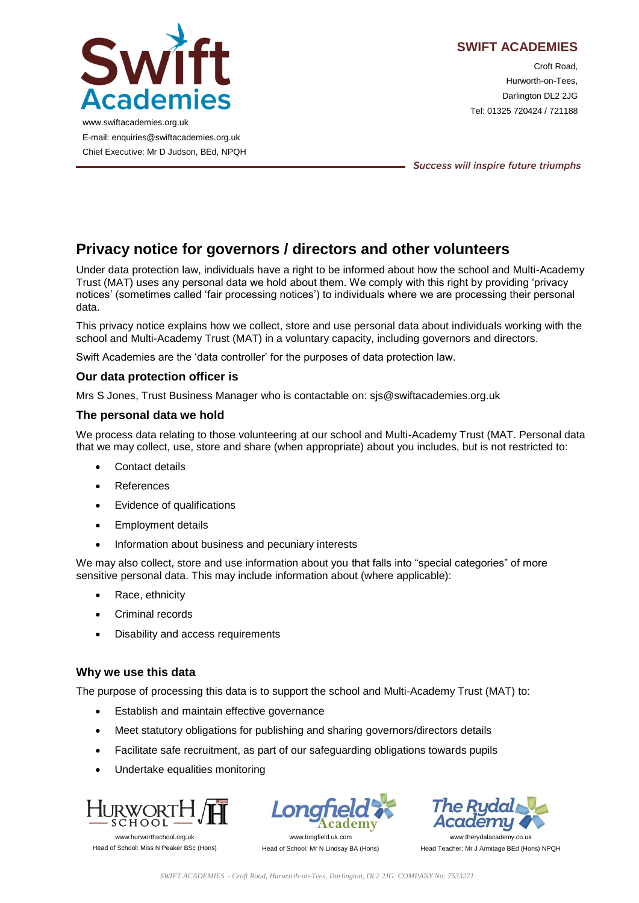www.swiftacademies.org.uk
E-mail: enquiries@swiftacademies.org.uk
Chief Executive: Mr D Judson, BEd, NPQH

**SWIFT ACADEMIES**

Croft Road,
Hurworth-on-Tees,
Darlington DL2 2JG
Tel: 01325 720424 / 721188

*Success will inspire future triumphs*

# Privacy notice for governors / directors and other volunteers

Under data protection law, individuals have a right to be informed about how the school and Multi-Academy Trust (MAT) uses any personal data we hold about them. We comply with this right by providing 'privacy notices' (sometimes called 'fair processing notices') to individuals where we are processing their personal data.

This privacy notice explains how we collect, store and use personal data about individuals working with the school and Multi-Academy Trust (MAT) in a voluntary capacity, including governors and directors.

Swift Academies are the 'data controller' for the purposes of data protection law.

### Our data protection officer is

Mrs S Jones, Trust Business Manager who is contactable on: sjs@swiftacademies.org.uk

### The personal data we hold

We process data relating to those volunteering at our school and Multi-Academy Trust (MAT. Personal data that we may collect, use, store and share (when appropriate) about you includes, but is not restricted to:

- Contact details
- References
- Evidence of qualifications
- Employment details
- Information about business and pecuniary interests

We may also collect, store and use information about you that falls into "special categories" of more sensitive personal data. This may include information about (where applicable):

- Race, ethnicity
- Criminal records
- Disability and access requirements

### Why we use this data

The purpose of processing this data is to support the school and Multi-Academy Trust (MAT) to:

- Establish and maintain effective governance
- Meet statutory obligations for publishing and sharing governors/directors details
- Facilitate safe recruitment, as part of our safeguarding obligations towards pupils
- Undertake equalities monitoring

www.hurworthschool.org.uk
Head of School: Miss N Peaker BSc (Hons)

www.longfield.uk.com
Head of School: Mr N Lindsay BA (Hons)

www.therydalacademy.co.uk
Head Teacher: Mr J Armitage BEd (Hons) NPQH

*SWIFT ACADEMIES - Croft Road, Hurworth-on-Tees, Darlington, DL2 2JG. COMPANY No: 7533271*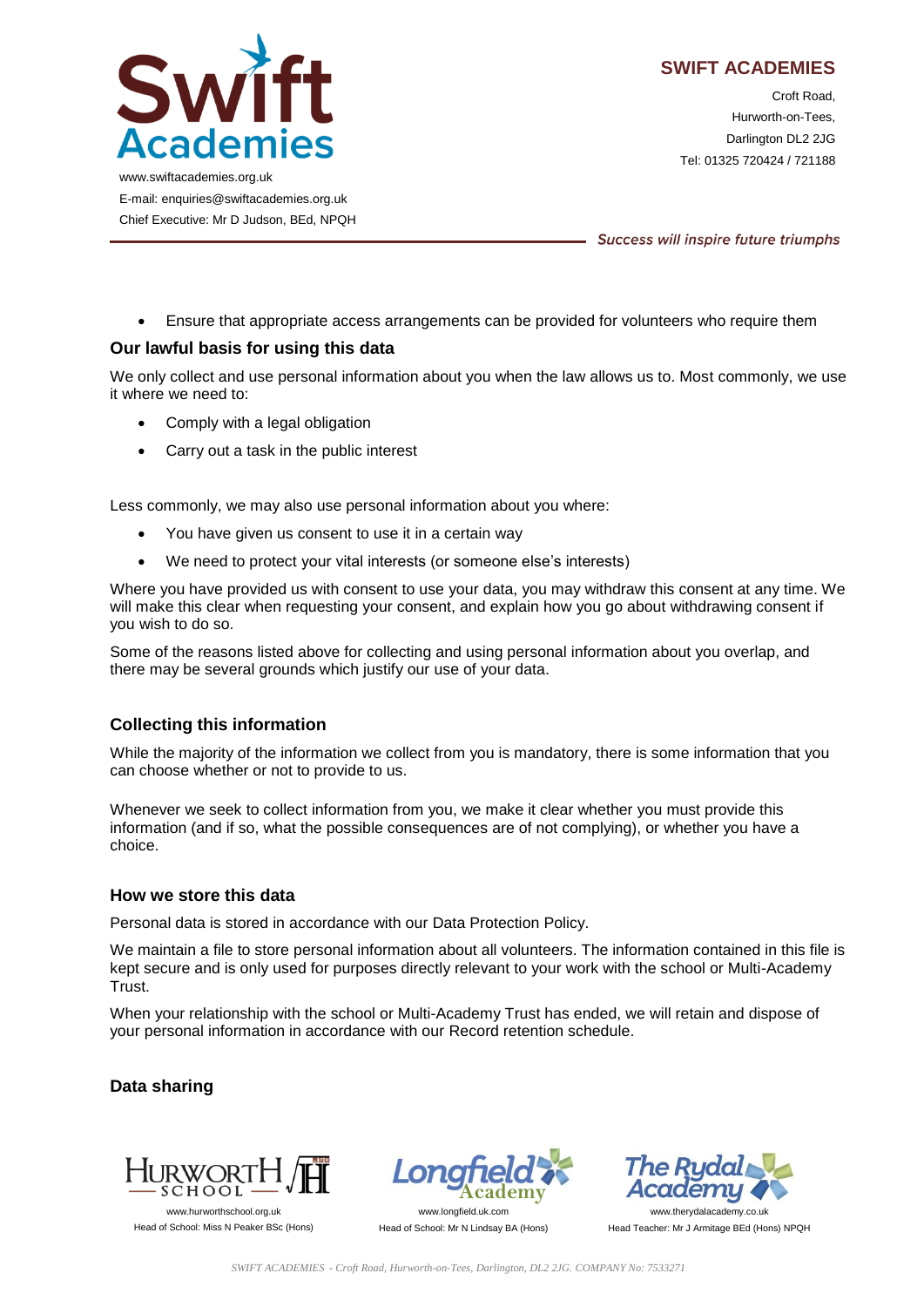- Ensure that appropriate access arrangements can be provided for volunteers who require them

### Our lawful basis for using this data

We only collect and use personal information about you when the law allows us to. Most commonly, we use it where we need to:

- Comply with a legal obligation
- Carry out a task in the public interest

Less commonly, we may also use personal information about you where:

- You have given us consent to use it in a certain way
- We need to protect your vital interests (or someone else's interests)

Where you have provided us with consent to use your data, you may withdraw this consent at any time. We will make this clear when requesting your consent, and explain how you go about withdrawing consent if you wish to do so.

Some of the reasons listed above for collecting and using personal information about you overlap, and there may be several grounds which justify our use of your data.

### Collecting this information

While the majority of the information we collect from you is mandatory, there is some information that you can choose whether or not to provide to us.

Whenever we seek to collect information from you, we make it clear whether you must provide this information (and if so, what the possible consequences are of not complying), or whether you have a choice.

### How we store this data

Personal data is stored in accordance with our Data Protection Policy.

We maintain a file to store personal information about all volunteers. The information contained in this file is kept secure and is only used for purposes directly relevant to your work with the school or Multi-Academy Trust.

When your relationship with the school or Multi-Academy Trust has ended, we will retain and dispose of your personal information in accordance with our Record retention schedule.

### Data sharing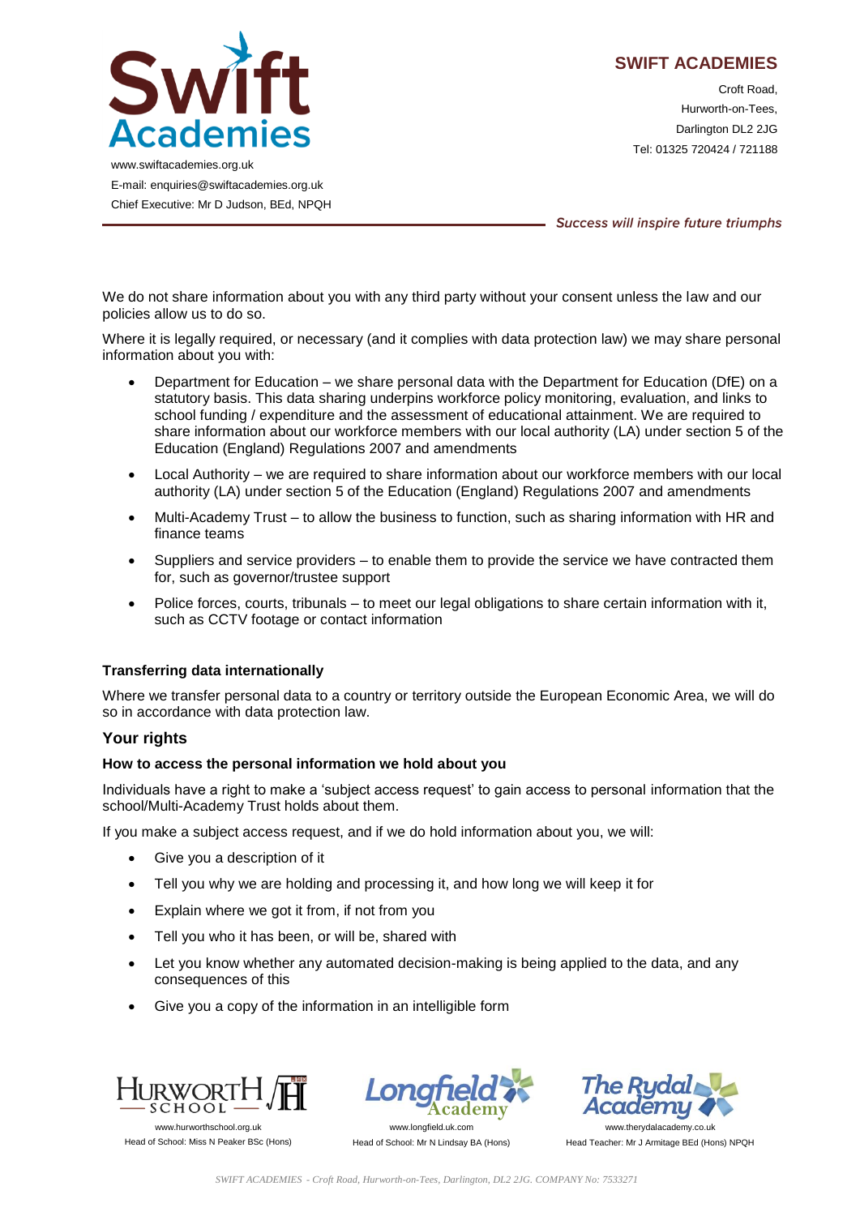We do not share information about you with any third party without your consent unless the law and our policies allow us to do so.

Where it is legally required, or necessary (and it complies with data protection law) we may share personal information about you with:

- Department for Education – we share personal data with the Department for Education (DfE) on a statutory basis. This data sharing underpins workforce policy monitoring, evaluation, and links to school funding / expenditure and the assessment of educational attainment. We are required to share information about our workforce members with our local authority (LA) under section 5 of the Education (England) Regulations 2007 and amendments
- Local Authority – we are required to share information about our workforce members with our local authority (LA) under section 5 of the Education (England) Regulations 2007 and amendments
- Multi-Academy Trust – to allow the business to function, such as sharing information with HR and finance teams
- Suppliers and service providers – to enable them to provide the service we have contracted them for, such as governor/trustee support
- Police forces, courts, tribunals – to meet our legal obligations to share certain information with it, such as CCTV footage or contact information

### Transferring data internationally

Where we transfer personal data to a country or territory outside the European Economic Area, we will do so in accordance with data protection law.

## Your rights

### How to access the personal information we hold about you

Individuals have a right to make a 'subject access request' to gain access to personal information that the school/Multi-Academy Trust holds about them.

If you make a subject access request, and if we do hold information about you, we will:

- Give you a description of it
- Tell you why we are holding and processing it, and how long we will keep it for
- Explain where we got it from, if not from you
- Tell you who it has been, or will be, shared with
- Let you know whether any automated decision-making is being applied to the data, and any consequences of this
- Give you a copy of the information in an intelligible form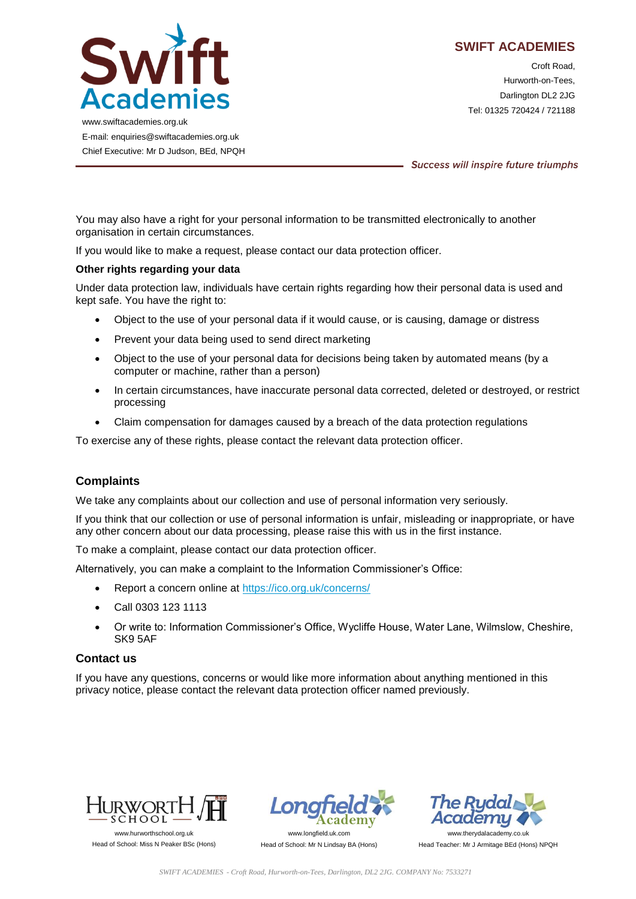You may also have a right for your personal information to be transmitted electronically to another organisation in certain circumstances.

If you would like to make a request, please contact our data protection officer.

**Other rights regarding your data**

Under data protection law, individuals have certain rights regarding how their personal data is used and kept safe. You have the right to:

- Object to the use of your personal data if it would cause, or is causing, damage or distress
- Prevent your data being used to send direct marketing
- Object to the use of your personal data for decisions being taken by automated means (by a computer or machine, rather than a person)
- In certain circumstances, have inaccurate personal data corrected, deleted or destroyed, or restrict processing
- Claim compensation for damages caused by a breach of the data protection regulations

To exercise any of these rights, please contact the relevant data protection officer.

## Complaints

We take any complaints about our collection and use of personal information very seriously.

If you think that our collection or use of personal information is unfair, misleading or inappropriate, or have any other concern about our data processing, please raise this with us in the first instance.

To make a complaint, please contact our data protection officer.

Alternatively, you can make a complaint to the Information Commissioner's Office:

- Report a concern online at https://ico.org.uk/concerns/
- Call 0303 123 1113
- Or write to: Information Commissioner's Office, Wycliffe House, Water Lane, Wilmslow, Cheshire, SK9 5AF

### Contact us

If you have any questions, concerns or would like more information about anything mentioned in this privacy notice, please contact the relevant data protection officer named previously.